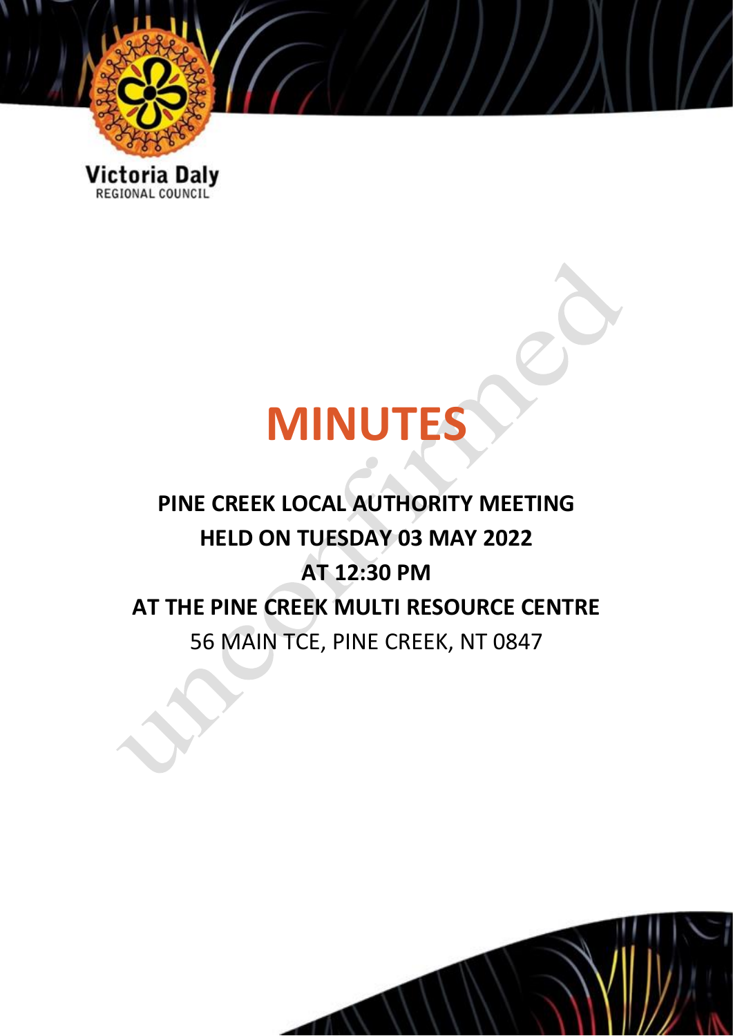Victoria Daly
REGIONAL COUNCIL

# MINUTES

## PINE CREEK LOCAL AUTHORITY MEETING
## HELD ON TUESDAY 03 MAY 2022
## AT 12:30 PM
## AT THE PINE CREEK MULTI RESOURCE CENTRE

56 MAIN TCE, PINE CREEK, NT 0847

unconfirmed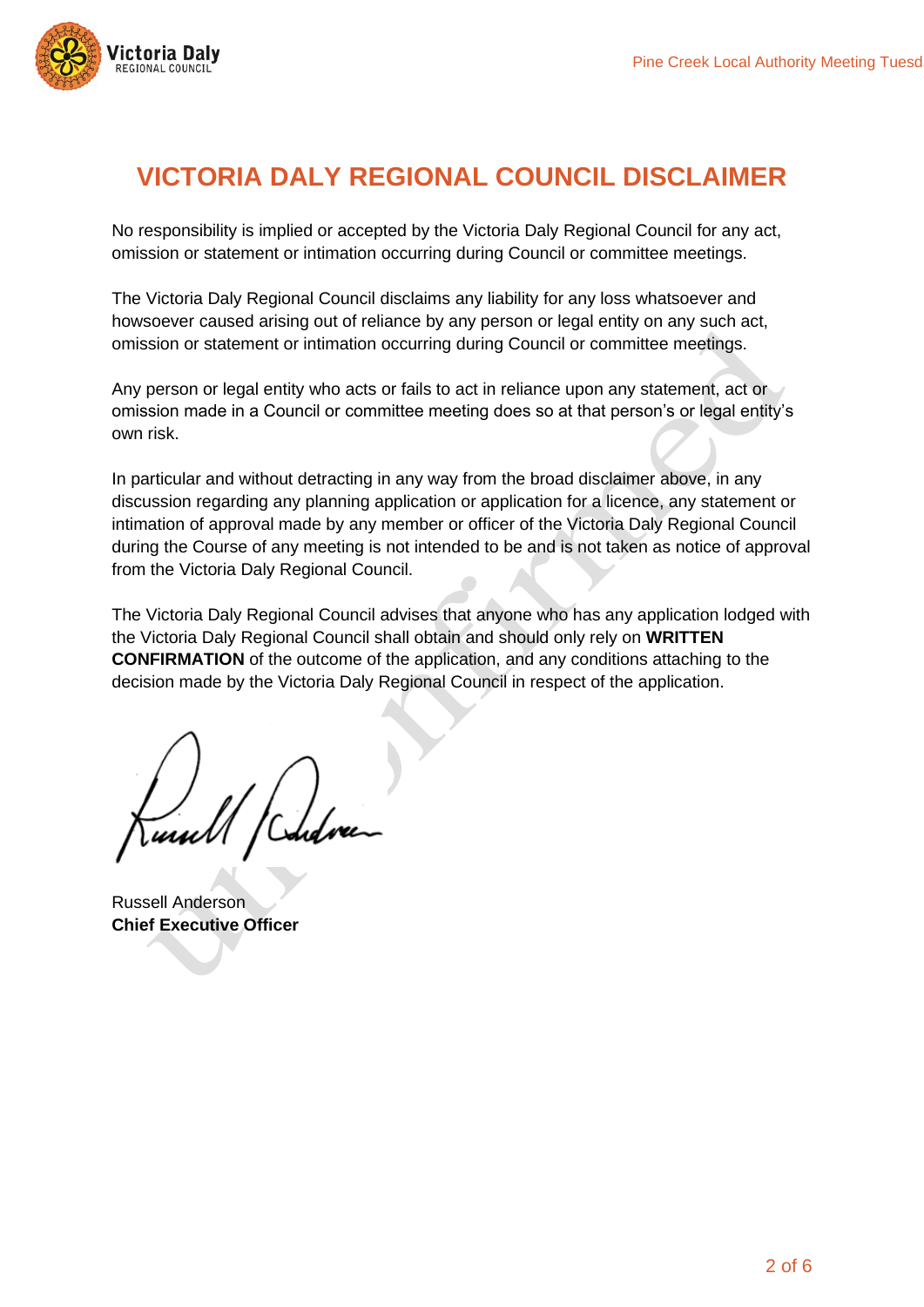# VICTORIA DALY REGIONAL COUNCIL DISCLAIMER

No responsibility is implied or accepted by the Victoria Daly Regional Council for any act, omission or statement or intimation occurring during Council or committee meetings.

The Victoria Daly Regional Council disclaims any liability for any loss whatsoever and howsoever caused arising out of reliance by any person or legal entity on any such act, omission or statement or intimation occurring during Council or committee meetings.

Any person or legal entity who acts or fails to act in reliance upon any statement, act or omission made in a Council or committee meeting does so at that person's or legal entity's own risk.

In particular and without detracting in any way from the broad disclaimer above, in any discussion regarding any planning application or application for a licence, any statement or intimation of approval made by any member or officer of the Victoria Daly Regional Council during the Course of any meeting is not intended to be and is not taken as notice of approval from the Victoria Daly Regional Council.

The Victoria Daly Regional Council advises that anyone who has any application lodged with the Victoria Daly Regional Council shall obtain and should only rely on **WRITTEN CONFIRMATION** of the outcome of the application, and any conditions attaching to the decision made by the Victoria Daly Regional Council in respect of the application.

Russell Anderson
**Chief Executive Officer**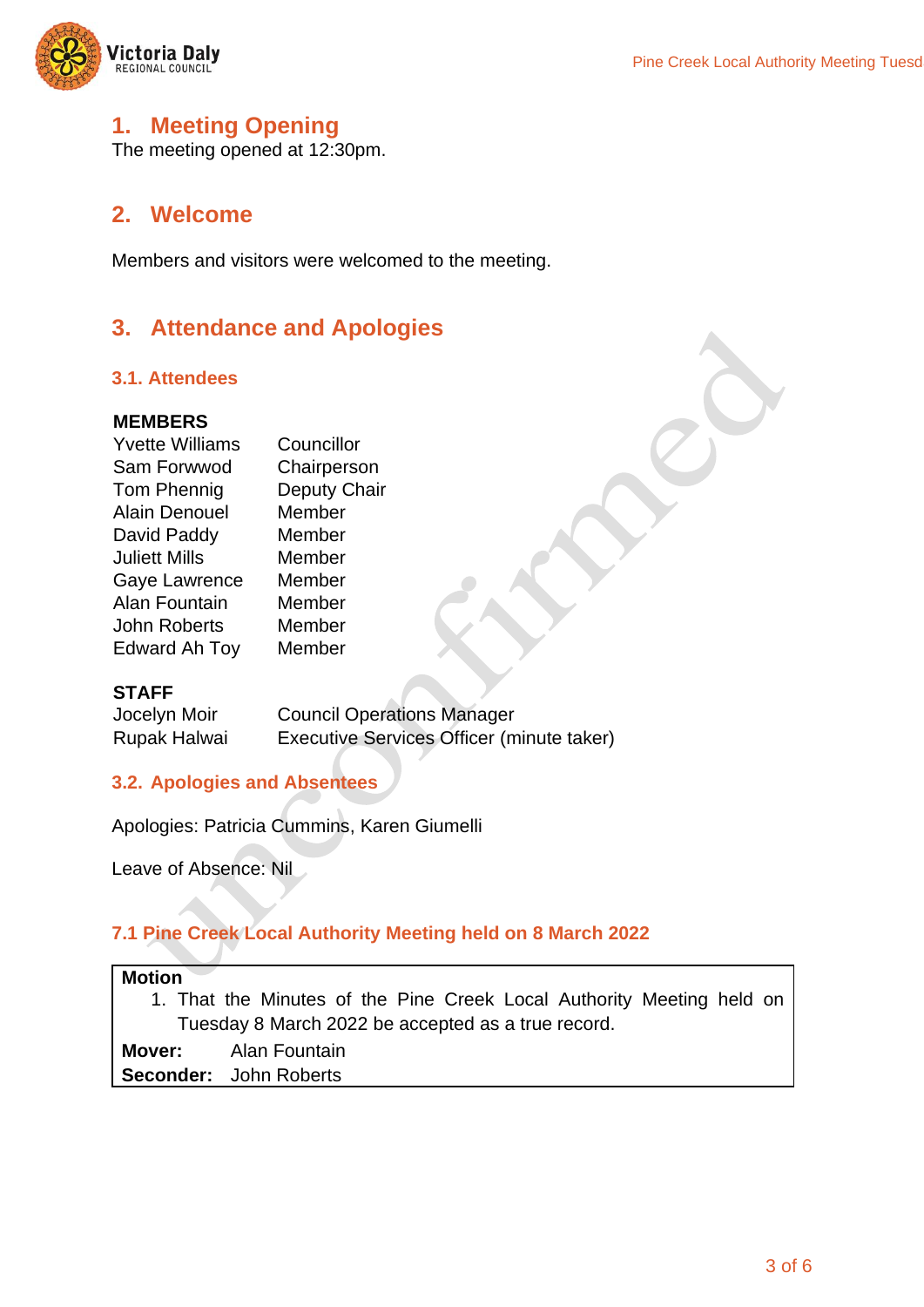## 1. Meeting Opening

The meeting opened at 12:30pm.

## 2. Welcome

Members and visitors were welcomed to the meeting.

## 3. Attendance and Apologies

### 3.1. Attendees

**MEMBERS**

| | |
|---|---|
| Yvette Williams | Councillor |
| Sam Forwwod | Chairperson |
| Tom Phennig | Deputy Chair |
| Alain Denouel | Member |
| David Paddy | Member |
| Juliett Mills | Member |
| Gaye Lawrence | Member |
| Alan Fountain | Member |
| John Roberts | Member |
| Edward Ah Toy | Member |

**STAFF**

| | |
|---|---|
| Jocelyn Moir | Council Operations Manager |
| Rupak Halwai | Executive Services Officer (minute taker) |

### 3.2. Apologies and Absentees

Apologies: Patricia Cummins, Karen Giumelli

Leave of Absence: Nil

### 7.1 Pine Creek Local Authority Meeting held on 8 March 2022

**Motion**

1. That the Minutes of the Pine Creek Local Authority Meeting held on Tuesday 8 March 2022 be accepted as a true record.

**Mover:** Alan Fountain
**Seconder:** John Roberts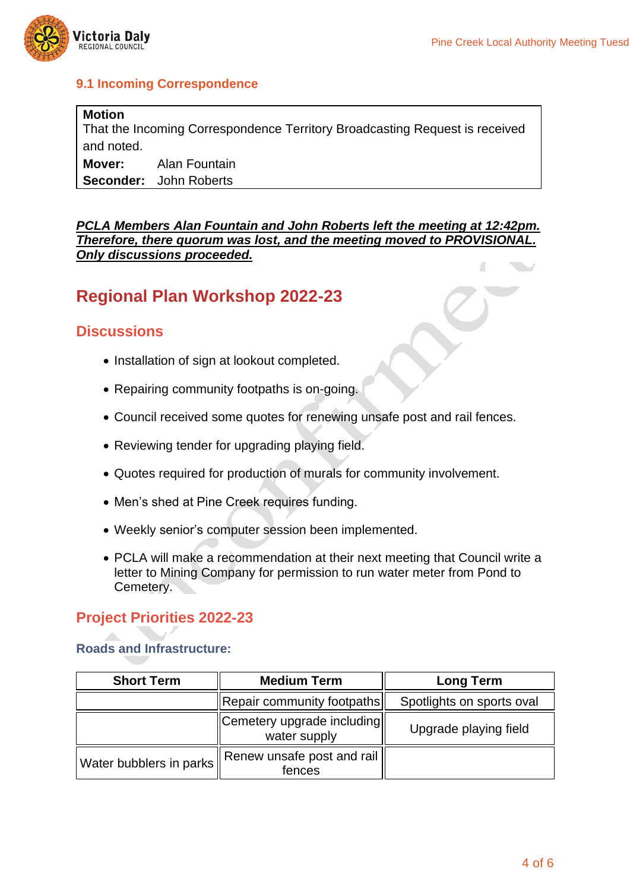### 9.1 Incoming Correspondence

| **Motion** |
| --- |
| That the Incoming Correspondence Territory Broadcasting Request is received and noted. |
| **Mover:** Alan Fountain |
| **Seconder:** John Roberts |

***PCLA Members Alan Fountain and John Roberts left the meeting at 12:42pm. Therefore, there quorum was lost, and the meeting moved to PROVISIONAL. Only discussions proceeded.***

## Regional Plan Workshop 2022-23

### Discussions

- Installation of sign at lookout completed.
- Repairing community footpaths is on-going.
- Council received some quotes for renewing unsafe post and rail fences.
- Reviewing tender for upgrading playing field.
- Quotes required for production of murals for community involvement.
- Men's shed at Pine Creek requires funding.
- Weekly senior's computer session been implemented.
- PCLA will make a recommendation at their next meeting that Council write a letter to Mining Company for permission to run water meter from Pond to Cemetery.

### Project Priorities 2022-23

#### Roads and Infrastructure:

| Short Term | Medium Term | Long Term |
| --- | --- | --- |
| | Repair community footpaths | Spotlights on sports oval |
| | Cemetery upgrade including water supply | Upgrade playing field |
| Water bubblers in parks | Renew unsafe post and rail fences | |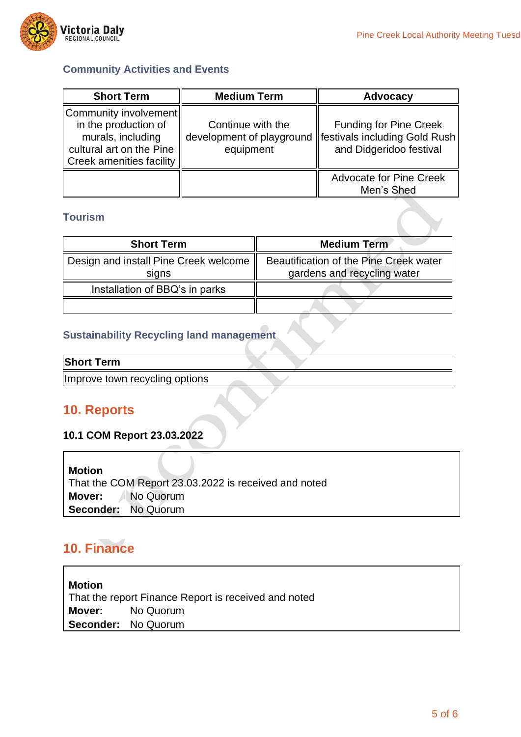### Community Activities and Events

| Short Term | Medium Term | Advocacy |
| --- | --- | --- |
| Community involvement in the production of murals, including cultural art on the Pine Creek amenities facility | Continue with the development of playground equipment | Funding for Pine Creek festivals including Gold Rush and Didgeridoo festival |
| | | Advocate for Pine Creek Men's Shed |

### Tourism

| Short Term | Medium Term |
| --- | --- |
| Design and install Pine Creek welcome signs | Beautification of the Pine Creek water gardens and recycling water |
| Installation of BBQ's in parks | |
| | |

### Sustainability Recycling land management

| Short Term |
| --- |
| Improve town recycling options |

## 10. Reports

### 10.1 COM Report 23.03.2022

**Motion**
That the COM Report 23.03.2022 is received and noted
**Mover:** No Quorum
**Seconder:** No Quorum

## 10. Finance

**Motion**
That the report Finance Report is received and noted
**Mover:** No Quorum
**Seconder:** No Quorum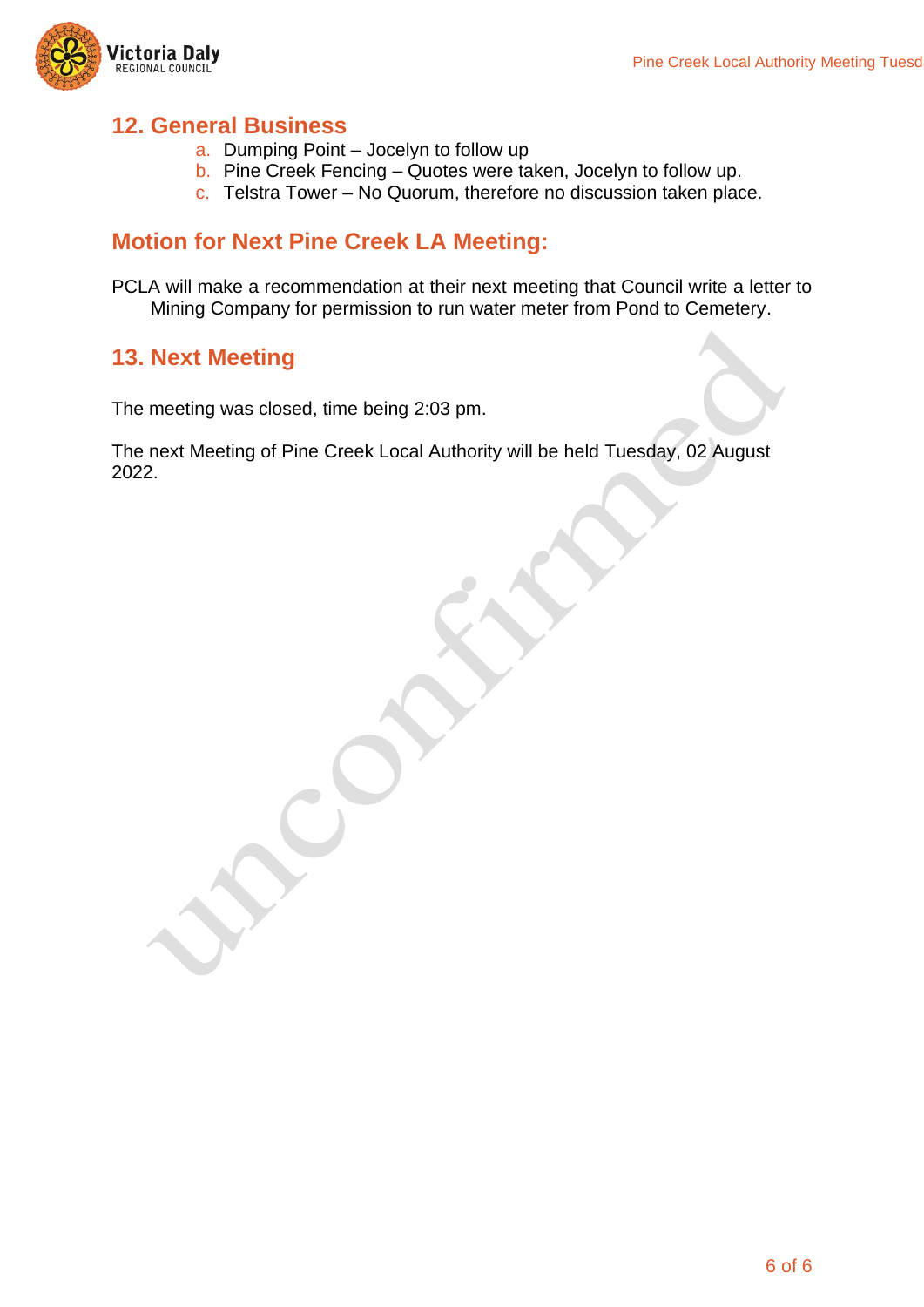## 12. General Business

a. Dumping Point – Jocelyn to follow up
b. Pine Creek Fencing – Quotes were taken, Jocelyn to follow up.
c. Telstra Tower – No Quorum, therefore no discussion taken place.

## Motion for Next Pine Creek LA Meeting:

PCLA will make a recommendation at their next meeting that Council write a letter to Mining Company for permission to run water meter from Pond to Cemetery.

## 13. Next Meeting

The meeting was closed, time being 2:03 pm.

The next Meeting of Pine Creek Local Authority will be held Tuesday, 02 August 2022.

unconfirmed